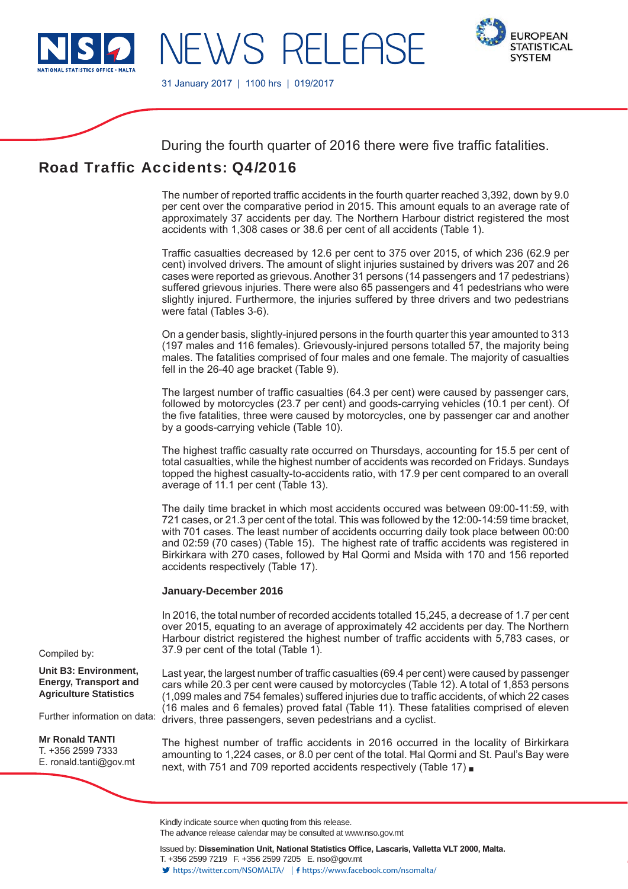NEWS RELEASE

31 January 2017 | 1100 hrs | 019/2017

During the fourth quarter of 2016 there were five traffic fatalities.

# Road Traffic Accidents: Q4/2016

The number of reported traffic accidents in the fourth quarter reached 3,392, down by 9.0 per cent over the comparative period in 2015. This amount equals to an average rate of approximately 37 accidents per day. The Northern Harbour district registered the most accidents with 1,308 cases or 38.6 per cent of all accidents (Table 1).

Traffic casualties decreased by 12.6 per cent to 375 over 2015, of which 236 (62.9 per cent) involved drivers. The amount of slight injuries sustained by drivers was 207 and 26 cases were reported as grievous. Another 31 persons (14 passengers and 17 pedestrians) suffered grievous injuries. There were also 65 passengers and 41 pedestrians who were slightly injured. Furthermore, the injuries suffered by three drivers and two pedestrians were fatal (Tables 3-6).

On a gender basis, slightly-injured persons in the fourth quarter this year amounted to 313 (197 males and 116 females). Grievously-injured persons totalled 57, the majority being males. The fatalities comprised of four males and one female. The majority of casualties fell in the 26-40 age bracket (Table 9).

The largest number of traffic casualties (64.3 per cent) were caused by passenger cars, followed by motorcycles (23.7 per cent) and goods-carrying vehicles (10.1 per cent). Of the five fatalities, three were caused by motorcycles, one by passenger car and another by a goods-carrying vehicle (Table 10).

The highest traffic casualty rate occurred on Thursdays, accounting for 15.5 per cent of total casualties, while the highest number of accidents was recorded on Fridays. Sundays topped the highest casualty-to-accidents ratio, with 17.9 per cent compared to an overall average of 11.1 per cent (Table 13).

The daily time bracket in which most accidents occured was between 09:00-11:59, with 721 cases, or 21.3 per cent of the total. This was followed by the 12:00-14:59 time bracket, with 701 cases. The least number of accidents occurring daily took place between 00:00 and 02:59 (70 cases) (Table 15). The highest rate of traffic accidents was registered in Birkirkara with 270 cases, followed by Ħal Qormi and Msida with 170 and 156 reported accidents respectively (Table 17).

**January-December 2016**

In 2016, the total number of recorded accidents totalled 15,245, a decrease of 1.7 per cent over 2015, equating to an average of approximately 42 accidents per day. The Northern Harbour district registered the highest number of traffic accidents with 5,783 cases, or 37.9 per cent of the total (Table 1).

Last year, the largest number of traffic casualties (69.4 per cent) were caused by passenger cars while 20.3 per cent were caused by motorcycles (Table 12). A total of 1,853 persons (1,099 males and 754 females) suffered injuries due to traffic accidents, of which 22 cases (16 males and 6 females) proved fatal (Table 11). These fatalities comprised of eleven drivers, three passengers, seven pedestrians and a cyclist.

The highest number of traffic accidents in 2016 occurred in the locality of Birkirkara amounting to 1,224 cases, or 8.0 per cent of the total. Ħal Qormi and St. Paul's Bay were next, with 751 and 709 reported accidents respectively (Table 17) ■

Compiled by:

**Unit B3: Environment, Energy, Transport and Agriculture Statistics**

Further information on data:

**Mr Ronald TANTI**
T. +356 2599 7333
E. ronald.tanti@gov.mt

Kindly indicate source when quoting from this release.
The advance release calendar may be consulted at www.nso.gov.mt

Issued by: **Dissemination Unit, National Statistics Office, Lascaris, Valletta VLT 2000, Malta.**
T. +356 2599 7219 F. +356 2599 7205 E. nso@gov.mt
https://twitter.com/NSOMALTA/ | https://www.facebook.com/nsomalta/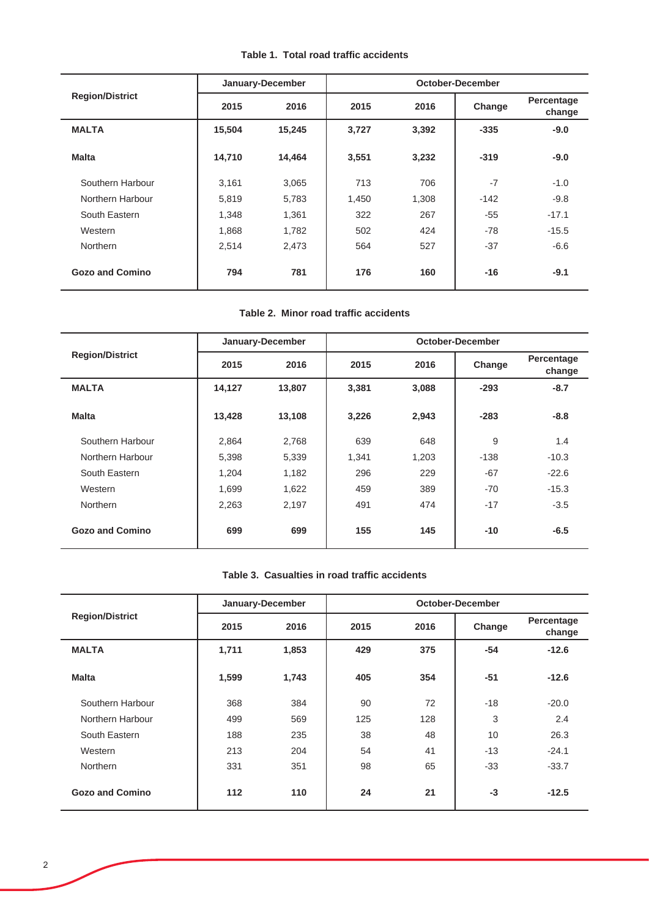**Table 1. Total road traffic accidents**

| Region/District | January-December | | October-December | | | |
|---|---|---|---|---|---|---|
| | 2015 | 2016 | 2015 | 2016 | Change | Percentage change |
| **MALTA** | **15,504** | **15,245** | **3,727** | **3,392** | **-335** | **-9.0** |
| **Malta** | **14,710** | **14,464** | **3,551** | **3,232** | **-319** | **-9.0** |
| Southern Harbour | 3,161 | 3,065 | 713 | 706 | -7 | -1.0 |
| Northern Harbour | 5,819 | 5,783 | 1,450 | 1,308 | -142 | -9.8 |
| South Eastern | 1,348 | 1,361 | 322 | 267 | -55 | -17.1 |
| Western | 1,868 | 1,782 | 502 | 424 | -78 | -15.5 |
| Northern | 2,514 | 2,473 | 564 | 527 | -37 | -6.6 |
| **Gozo and Comino** | **794** | **781** | **176** | **160** | **-16** | **-9.1** |

**Table 2. Minor road traffic accidents**

| Region/District | January-December | | October-December | | | |
|---|---|---|---|---|---|---|
| | 2015 | 2016 | 2015 | 2016 | Change | Percentage change |
| **MALTA** | **14,127** | **13,807** | **3,381** | **3,088** | **-293** | **-8.7** |
| **Malta** | **13,428** | **13,108** | **3,226** | **2,943** | **-283** | **-8.8** |
| Southern Harbour | 2,864 | 2,768 | 639 | 648 | 9 | 1.4 |
| Northern Harbour | 5,398 | 5,339 | 1,341 | 1,203 | -138 | -10.3 |
| South Eastern | 1,204 | 1,182 | 296 | 229 | -67 | -22.6 |
| Western | 1,699 | 1,622 | 459 | 389 | -70 | -15.3 |
| Northern | 2,263 | 2,197 | 491 | 474 | -17 | -3.5 |
| **Gozo and Comino** | **699** | **699** | **155** | **145** | **-10** | **-6.5** |

**Table 3. Casualties in road traffic accidents**

| Region/District | January-December | | October-December | | | |
|---|---|---|---|---|---|---|
| | 2015 | 2016 | 2015 | 2016 | Change | Percentage change |
| **MALTA** | **1,711** | **1,853** | **429** | **375** | **-54** | **-12.6** |
| **Malta** | **1,599** | **1,743** | **405** | **354** | **-51** | **-12.6** |
| Southern Harbour | 368 | 384 | 90 | 72 | -18 | -20.0 |
| Northern Harbour | 499 | 569 | 125 | 128 | 3 | 2.4 |
| South Eastern | 188 | 235 | 38 | 48 | 10 | 26.3 |
| Western | 213 | 204 | 54 | 41 | -13 | -24.1 |
| Northern | 331 | 351 | 98 | 65 | -33 | -33.7 |
| **Gozo and Comino** | **112** | **110** | **24** | **21** | **-3** | **-12.5** |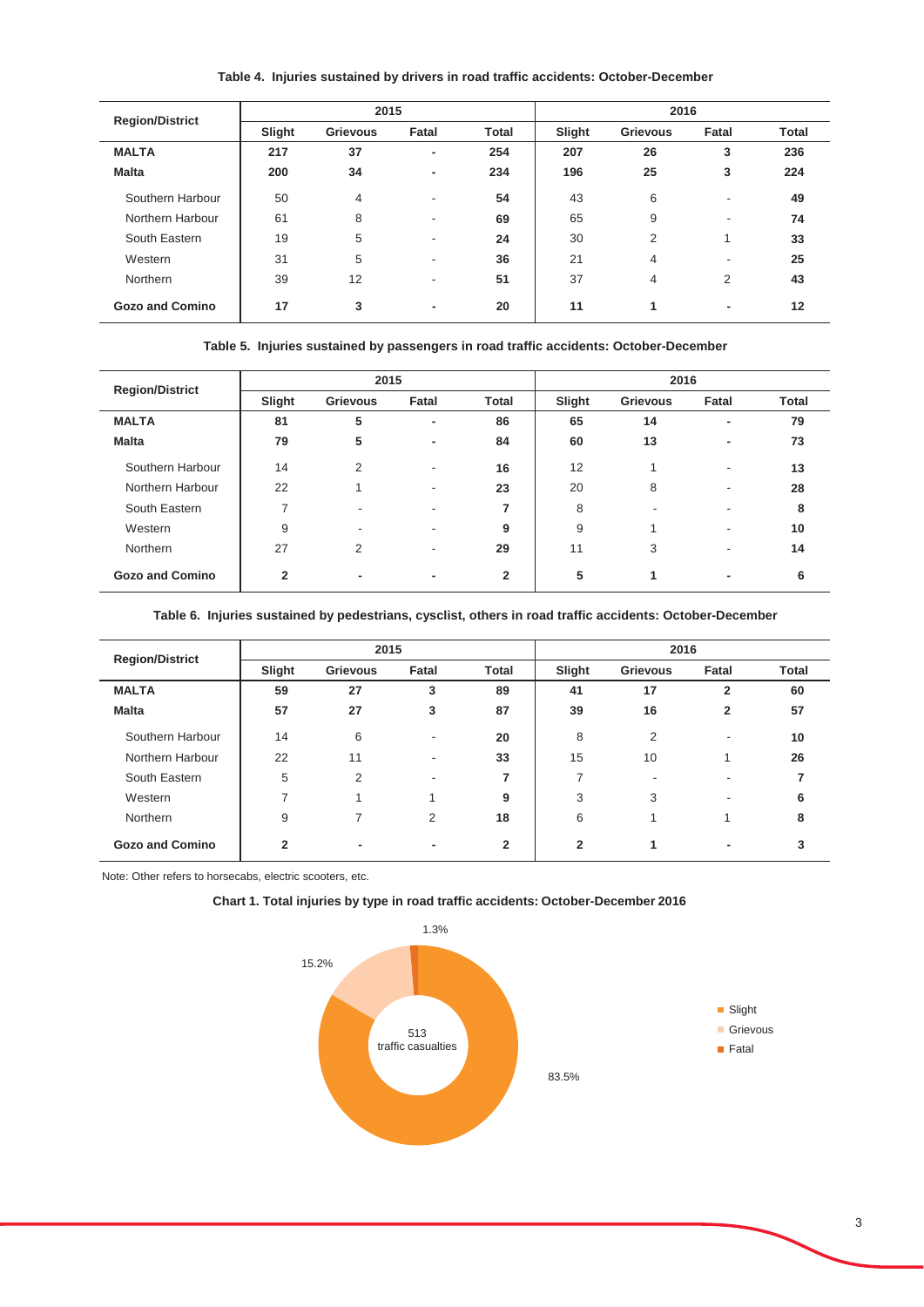**Table 4. Injuries sustained by drivers in road traffic accidents: October-December**

| Region/District | 2015 | | | | 2016 | | | |
|---|---|---|---|---|---|---|---|---|
| | Slight | Grievous | Fatal | Total | Slight | Grievous | Fatal | Total |
| **MALTA** | **217** | **37** | **-** | **254** | **207** | **26** | **3** | **236** |
| **Malta** | **200** | **34** | **-** | **234** | **196** | **25** | **3** | **224** |
| Southern Harbour | 50 | 4 | - | **54** | 43 | 6 | - | **49** |
| Northern Harbour | 61 | 8 | - | **69** | 65 | 9 | - | **74** |
| South Eastern | 19 | 5 | - | **24** | 30 | 2 | 1 | **33** |
| Western | 31 | 5 | - | **36** | 21 | 4 | - | **25** |
| Northern | 39 | 12 | - | **51** | 37 | 4 | 2 | **43** |
| **Gozo and Comino** | **17** | **3** | **-** | **20** | **11** | **1** | **-** | **12** |

**Table 5. Injuries sustained by passengers in road traffic accidents: October-December**

| Region/District | 2015 | | | | 2016 | | | |
|---|---|---|---|---|---|---|---|---|
| | Slight | Grievous | Fatal | Total | Slight | Grievous | Fatal | Total |
| **MALTA** | **81** | **5** | **-** | **86** | **65** | **14** | **-** | **79** |
| **Malta** | **79** | **5** | **-** | **84** | **60** | **13** | **-** | **73** |
| Southern Harbour | 14 | 2 | - | **16** | 12 | 1 | - | **13** |
| Northern Harbour | 22 | 1 | - | **23** | 20 | 8 | - | **28** |
| South Eastern | 7 | - | - | **7** | 8 | - | - | **8** |
| Western | 9 | - | - | **9** | 9 | 1 | - | **10** |
| Northern | 27 | 2 | - | **29** | 11 | 3 | - | **14** |
| **Gozo and Comino** | **2** | **-** | **-** | **2** | **5** | **1** | **-** | **6** |

**Table 6. Injuries sustained by pedestrians, cysclist, others in road traffic accidents: October-December**

| Region/District | 2015 | | | | 2016 | | | |
|---|---|---|---|---|---|---|---|---|
| | Slight | Grievous | Fatal | Total | Slight | Grievous | Fatal | Total |
| **MALTA** | **59** | **27** | **3** | **89** | **41** | **17** | **2** | **60** |
| **Malta** | **57** | **27** | **3** | **87** | **39** | **16** | **2** | **57** |
| Southern Harbour | 14 | 6 | - | **20** | 8 | 2 | - | **10** |
| Northern Harbour | 22 | 11 | - | **33** | 15 | 10 | 1 | **26** |
| South Eastern | 5 | 2 | - | **7** | 7 | - | - | **7** |
| Western | 7 | 1 | 1 | **9** | 3 | 3 | - | **6** |
| Northern | 9 | 7 | 2 | **18** | 6 | 1 | 1 | **8** |
| **Gozo and Comino** | **2** | **-** | **-** | **2** | **2** | **1** | **-** | **3** |

Note: Other refers to horsecabs, electric scooters, etc.

**Chart 1. Total injuries by type in road traffic accidents: October-December 2016**

513
traffic casualties

83.5%

15.2%

1.3%

Slight
Grievous
Fatal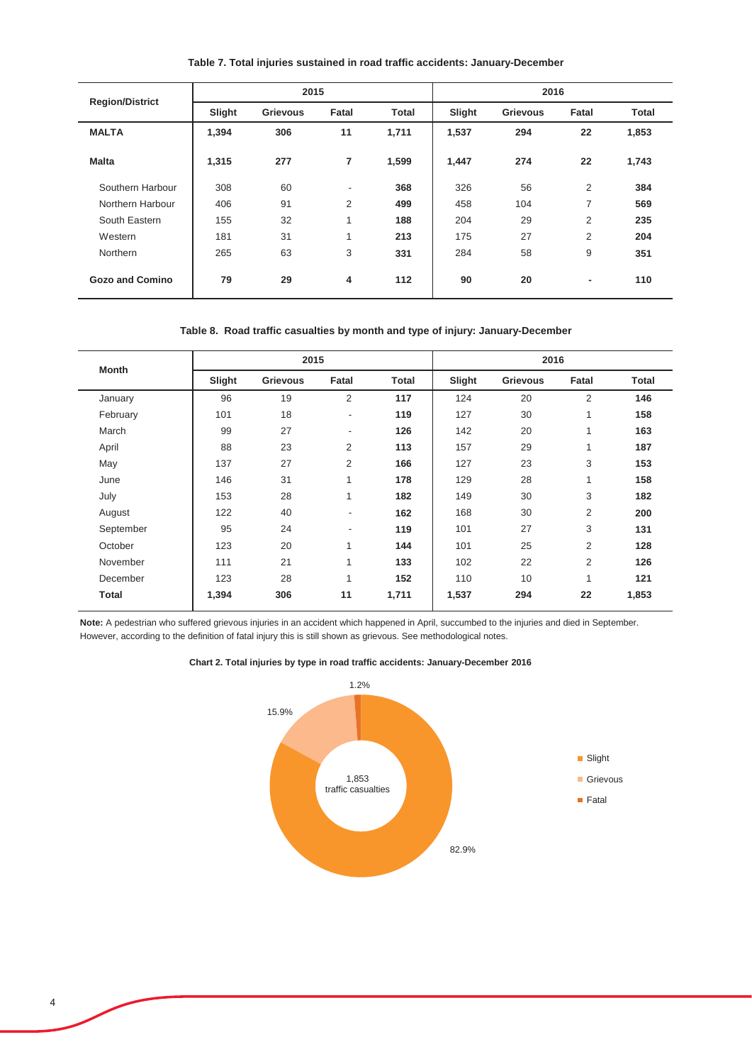**Table 7. Total injuries sustained in road traffic accidents: January-December**

| Region/District | 2015 | | | | 2016 | | | |
|---|---|---|---|---|---|---|---|---|
| | Slight | Grievous | Fatal | Total | Slight | Grievous | Fatal | Total |
| **MALTA** | **1,394** | **306** | **11** | **1,711** | **1,537** | **294** | **22** | **1,853** |
| **Malta** | **1,315** | **277** | **7** | **1,599** | **1,447** | **274** | **22** | **1,743** |
| Southern Harbour | 308 | 60 | - | **368** | 326 | 56 | 2 | **384** |
| Northern Harbour | 406 | 91 | 2 | **499** | 458 | 104 | 7 | **569** |
| South Eastern | 155 | 32 | 1 | **188** | 204 | 29 | 2 | **235** |
| Western | 181 | 31 | 1 | **213** | 175 | 27 | 2 | **204** |
| Northern | 265 | 63 | 3 | **331** | 284 | 58 | 9 | **351** |
| **Gozo and Comino** | **79** | **29** | **4** | **112** | **90** | **20** | **-** | **110** |

**Table 8. Road traffic casualties by month and type of injury: January-December**

| Month | 2015 | | | | 2016 | | | |
|---|---|---|---|---|---|---|---|---|
| | Slight | Grievous | Fatal | Total | Slight | Grievous | Fatal | Total |
| January | 96 | 19 | 2 | **117** | 124 | 20 | 2 | **146** |
| February | 101 | 18 | - | **119** | 127 | 30 | 1 | **158** |
| March | 99 | 27 | - | **126** | 142 | 20 | 1 | **163** |
| April | 88 | 23 | 2 | **113** | 157 | 29 | 1 | **187** |
| May | 137 | 27 | 2 | **166** | 127 | 23 | 3 | **153** |
| June | 146 | 31 | 1 | **178** | 129 | 28 | 1 | **158** |
| July | 153 | 28 | 1 | **182** | 149 | 30 | 3 | **182** |
| August | 122 | 40 | - | **162** | 168 | 30 | 2 | **200** |
| September | 95 | 24 | - | **119** | 101 | 27 | 3 | **131** |
| October | 123 | 20 | 1 | **144** | 101 | 25 | 2 | **128** |
| November | 111 | 21 | 1 | **133** | 102 | 22 | 2 | **126** |
| December | 123 | 28 | 1 | **152** | 110 | 10 | 1 | **121** |
| **Total** | **1,394** | **306** | **11** | **1,711** | **1,537** | **294** | **22** | **1,853** |

**Note:** A pedestrian who suffered grievous injuries in an accident which happened in April, succumbed to the injuries and died in September. However, according to the definition of fatal injury this is still shown as grievous. See methodological notes.

**Chart 2. Total injuries by type in road traffic accidents: January-December 2016**

1.2%
15.9%
1,853
traffic casualties
82.9%
Slight
Grievous
Fatal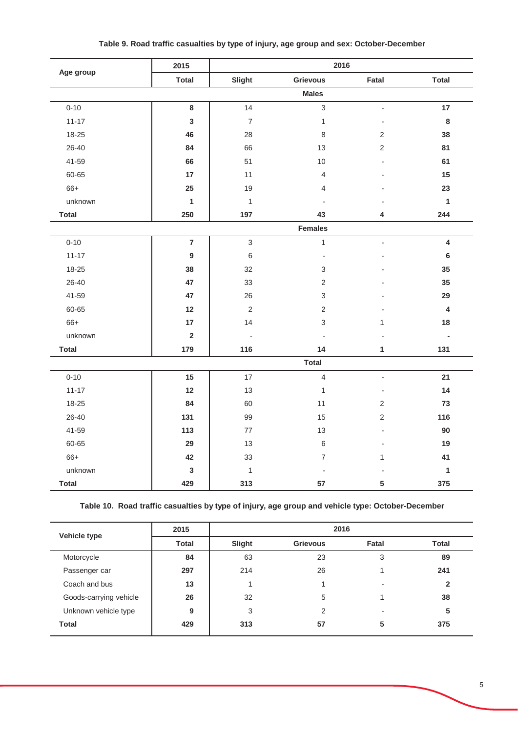**Table 9. Road traffic casualties by type of injury, age group and sex: October-December**

| Age group | 2015 | 2016 | | | |
|---|---|---|---|---|---|
| | Total | Slight | Grievous | Fatal | Total |
| **Males** | | | | | |
| 0-10 | **8** | 14 | 3 | - | **17** |
| 11-17 | **3** | 7 | 1 | - | **8** |
| 18-25 | **46** | 28 | 8 | 2 | **38** |
| 26-40 | **84** | 66 | 13 | 2 | **81** |
| 41-59 | **66** | 51 | 10 | - | **61** |
| 60-65 | **17** | 11 | 4 | - | **15** |
| 66+ | **25** | 19 | 4 | - | **23** |
| unknown | **1** | 1 | - | - | **1** |
| **Total** | **250** | **197** | **43** | **4** | **244** |
| **Females** | | | | | |
| 0-10 | **7** | 3 | 1 | - | **4** |
| 11-17 | **9** | 6 | - | - | **6** |
| 18-25 | **38** | 32 | 3 | - | **35** |
| 26-40 | **47** | 33 | 2 | - | **35** |
| 41-59 | **47** | 26 | 3 | - | **29** |
| 60-65 | **12** | 2 | 2 | - | **4** |
| 66+ | **17** | 14 | 3 | 1 | **18** |
| unknown | **2** | - | - | - | **-** |
| **Total** | **179** | **116** | **14** | **1** | **131** |
| **Total** | | | | | |
| 0-10 | **15** | 17 | 4 | - | **21** |
| 11-17 | **12** | 13 | 1 | - | **14** |
| 18-25 | **84** | 60 | 11 | 2 | **73** |
| 26-40 | **131** | 99 | 15 | 2 | **116** |
| 41-59 | **113** | 77 | 13 | - | **90** |
| 60-65 | **29** | 13 | 6 | - | **19** |
| 66+ | **42** | 33 | 7 | 1 | **41** |
| unknown | **3** | 1 | - | - | **1** |
| **Total** | **429** | **313** | **57** | **5** | **375** |

**Table 10. Road traffic casualties by type of injury, age group and vehicle type: October-December**

| Vehicle type | 2015 | 2016 | | | |
|---|---|---|---|---|---|
| | Total | Slight | Grievous | Fatal | Total |
| Motorcycle | **84** | 63 | 23 | 3 | **89** |
| Passenger car | **297** | 214 | 26 | 1 | **241** |
| Coach and bus | **13** | 1 | 1 | - | **2** |
| Goods-carrying vehicle | **26** | 32 | 5 | 1 | **38** |
| Unknown vehicle type | **9** | 3 | 2 | - | **5** |
| **Total** | **429** | **313** | **57** | **5** | **375** |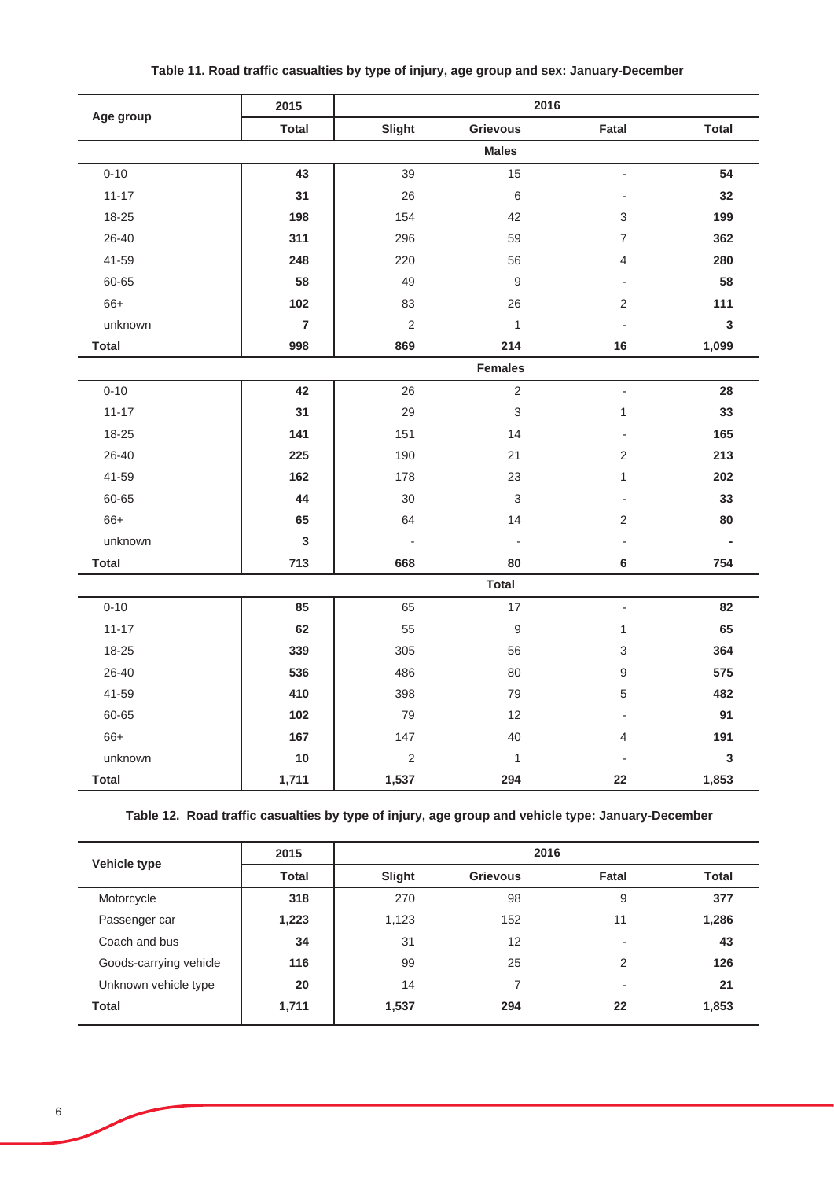**Table 11. Road traffic casualties by type of injury, age group and sex: January-December**

| Age group | 2015 | 2016 | | | |
|---|---|---|---|---|---|
| | Total | Slight | Grievous | Fatal | Total |
| | | | **Males** | | |
| 0-10 | **43** | 39 | 15 | - | **54** |
| 11-17 | **31** | 26 | 6 | - | **32** |
| 18-25 | **198** | 154 | 42 | 3 | **199** |
| 26-40 | **311** | 296 | 59 | 7 | **362** |
| 41-59 | **248** | 220 | 56 | 4 | **280** |
| 60-65 | **58** | 49 | 9 | - | **58** |
| 66+ | **102** | 83 | 26 | 2 | **111** |
| unknown | **7** | 2 | 1 | - | **3** |
| **Total** | **998** | **869** | **214** | **16** | **1,099** |
| | | | **Females** | | |
| 0-10 | **42** | 26 | 2 | - | **28** |
| 11-17 | **31** | 29 | 3 | 1 | **33** |
| 18-25 | **141** | 151 | 14 | - | **165** |
| 26-40 | **225** | 190 | 21 | 2 | **213** |
| 41-59 | **162** | 178 | 23 | 1 | **202** |
| 60-65 | **44** | 30 | 3 | - | **33** |
| 66+ | **65** | 64 | 14 | 2 | **80** |
| unknown | **3** | - | - | - | **-** |
| **Total** | **713** | **668** | **80** | **6** | **754** |
| | | | **Total** | | |
| 0-10 | **85** | 65 | 17 | - | **82** |
| 11-17 | **62** | 55 | 9 | 1 | **65** |
| 18-25 | **339** | 305 | 56 | 3 | **364** |
| 26-40 | **536** | 486 | 80 | 9 | **575** |
| 41-59 | **410** | 398 | 79 | 5 | **482** |
| 60-65 | **102** | 79 | 12 | - | **91** |
| 66+ | **167** | 147 | 40 | 4 | **191** |
| unknown | **10** | 2 | 1 | - | **3** |
| **Total** | **1,711** | **1,537** | **294** | **22** | **1,853** |

**Table 12. Road traffic casualties by type of injury, age group and vehicle type: January-December**

| Vehicle type | 2015 | 2016 | | | |
|---|---|---|---|---|---|
| | Total | Slight | Grievous | Fatal | Total |
| Motorcycle | **318** | 270 | 98 | 9 | **377** |
| Passenger car | **1,223** | 1,123 | 152 | 11 | **1,286** |
| Coach and bus | **34** | 31 | 12 | - | **43** |
| Goods-carrying vehicle | **116** | 99 | 25 | 2 | **126** |
| Unknown vehicle type | **20** | 14 | 7 | - | **21** |
| **Total** | **1,711** | **1,537** | **294** | **22** | **1,853** |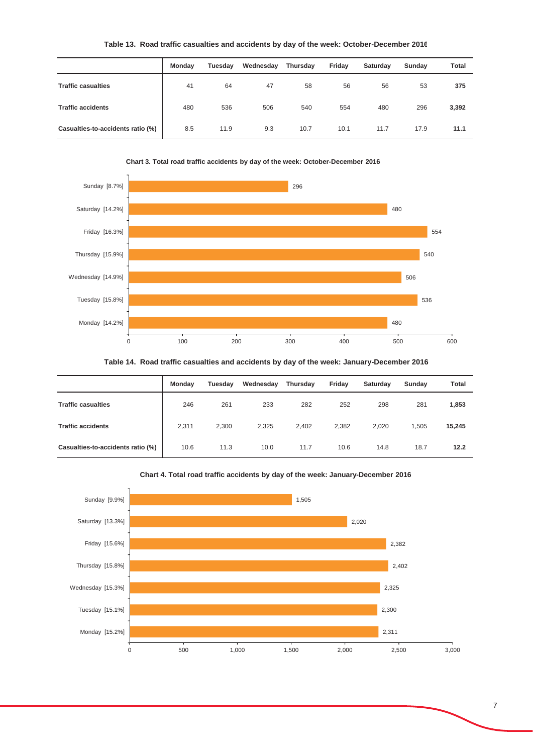**Table 13. Road traffic casualties and accidents by day of the week: October-December 2016**

| | Monday | Tuesday | Wednesday | Thursday | Friday | Saturday | Sunday | Total |
|---|---|---|---|---|---|---|---|---|
| **Traffic casualties** | 41 | 64 | 47 | 58 | 56 | 56 | 53 | **375** |
| **Traffic accidents** | 480 | 536 | 506 | 540 | 554 | 480 | 296 | **3,392** |
| **Casualties-to-accidents ratio (%)** | 8.5 | 11.9 | 9.3 | 10.7 | 10.1 | 11.7 | 17.9 | **11.1** |

**Chart 3. Total road traffic accidents by day of the week: October-December 2016**

Sunday [8.7%] 296
Saturday [14.2%] 480
Friday [16.3%] 554
Thursday [15.9%] 540
Wednesday [14.9%] 506
Tuesday [15.8%] 536
Monday [14.2%] 480

0 100 200 300 400 500 600

**Table 14. Road traffic casualties and accidents by day of the week: January-December 2016**

| | Monday | Tuesday | Wednesday | Thursday | Friday | Saturday | Sunday | Total |
|---|---|---|---|---|---|---|---|---|
| **Traffic casualties** | 246 | 261 | 233 | 282 | 252 | 298 | 281 | **1,853** |
| **Traffic accidents** | 2,311 | 2,300 | 2,325 | 2,402 | 2,382 | 2,020 | 1,505 | **15,245** |
| **Casualties-to-accidents ratio (%)** | 10.6 | 11.3 | 10.0 | 11.7 | 10.6 | 14.8 | 18.7 | **12.2** |

**Chart 4. Total road traffic accidents by day of the week: January-December 2016**

Sunday [9.9%] 1,505
Saturday [13.3%] 2,020
Friday [15.6%] 2,382
Thursday [15.8%] 2,402
Wednesday [15.3%] 2,325
Tuesday [15.1%] 2,300
Monday [15.2%] 2,311

0 500 1,000 1,500 2,000 2,500 3,000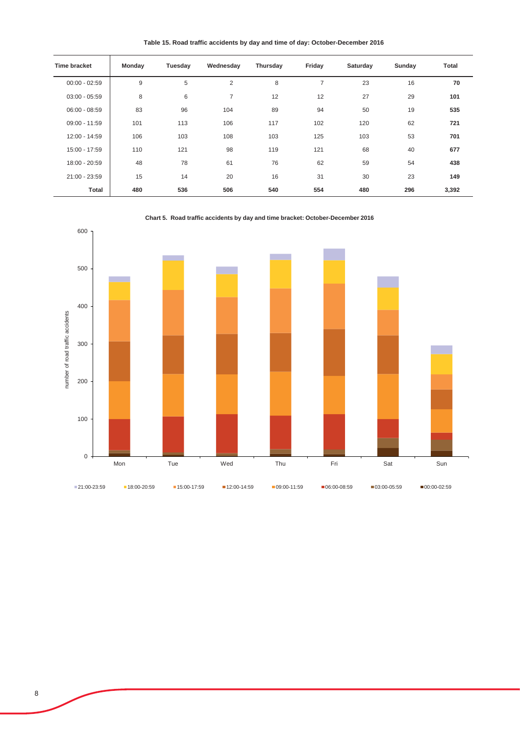**Table 15. Road traffic accidents by day and time of day: October-December 2016**

| Time bracket | Monday | Tuesday | Wednesday | Thursday | Friday | Saturday | Sunday | Total |
|---|---|---|---|---|---|---|---|---|
| 00:00 - 02:59 | 9 | 5 | 2 | 8 | 7 | 23 | 16 | **70** |
| 03:00 - 05:59 | 8 | 6 | 7 | 12 | 12 | 27 | 29 | **101** |
| 06:00 - 08:59 | 83 | 96 | 104 | 89 | 94 | 50 | 19 | **535** |
| 09:00 - 11:59 | 101 | 113 | 106 | 117 | 102 | 120 | 62 | **721** |
| 12:00 - 14:59 | 106 | 103 | 108 | 103 | 125 | 103 | 53 | **701** |
| 15:00 - 17:59 | 110 | 121 | 98 | 119 | 121 | 68 | 40 | **677** |
| 18:00 - 20:59 | 48 | 78 | 61 | 76 | 62 | 59 | 54 | **438** |
| 21:00 - 23:59 | 15 | 14 | 20 | 16 | 31 | 30 | 23 | **149** |
| **Total** | **480** | **536** | **506** | **540** | **554** | **480** | **296** | **3,392** |

**Chart 5. Road traffic accidents by day and time bracket: October-December 2016**

number of road traffic accidents

600
500
400
300
200
100
0

Mon Tue Wed Thu Fri Sat Sun

21:00-23:59 18:00-20:59 15:00-17:59 12:00-14:59 09:00-11:59 06:00-08:59 03:00-05:59 00:00-02:59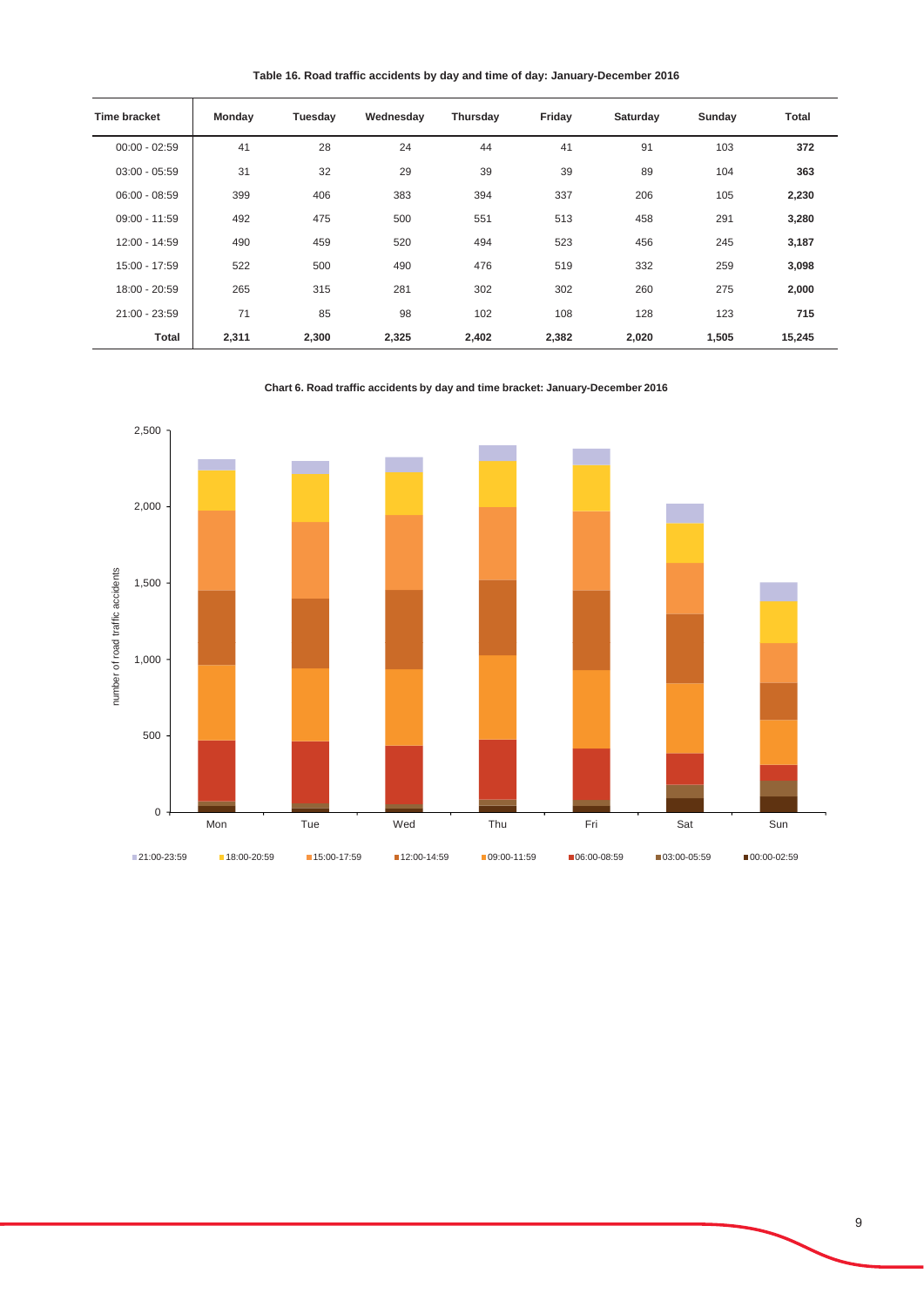**Table 16. Road traffic accidents by day and time of day: January-December 2016**

| Time bracket | Monday | Tuesday | Wednesday | Thursday | Friday | Saturday | Sunday | Total |
|---|---|---|---|---|---|---|---|---|
| 00:00 - 02:59 | 41 | 28 | 24 | 44 | 41 | 91 | 103 | **372** |
| 03:00 - 05:59 | 31 | 32 | 29 | 39 | 39 | 89 | 104 | **363** |
| 06:00 - 08:59 | 399 | 406 | 383 | 394 | 337 | 206 | 105 | **2,230** |
| 09:00 - 11:59 | 492 | 475 | 500 | 551 | 513 | 458 | 291 | **3,280** |
| 12:00 - 14:59 | 490 | 459 | 520 | 494 | 523 | 456 | 245 | **3,187** |
| 15:00 - 17:59 | 522 | 500 | 490 | 476 | 519 | 332 | 259 | **3,098** |
| 18:00 - 20:59 | 265 | 315 | 281 | 302 | 302 | 260 | 275 | **2,000** |
| 21:00 - 23:59 | 71 | 85 | 98 | 102 | 108 | 128 | 123 | **715** |
| **Total** | **2,311** | **2,300** | **2,325** | **2,402** | **2,382** | **2,020** | **1,505** | **15,245** |

**Chart 6. Road traffic accidents by day and time bracket: January-December 2016**

number of road traffic accidents

2,500
2,000
1,500
1,000
500
0

Mon
Tue
Wed
Thu
Fri
Sat
Sun

21:00-23:59
18:00-20:59
15:00-17:59
12:00-14:59
09:00-11:59
06:00-08:59
03:00-05:59
00:00-02:59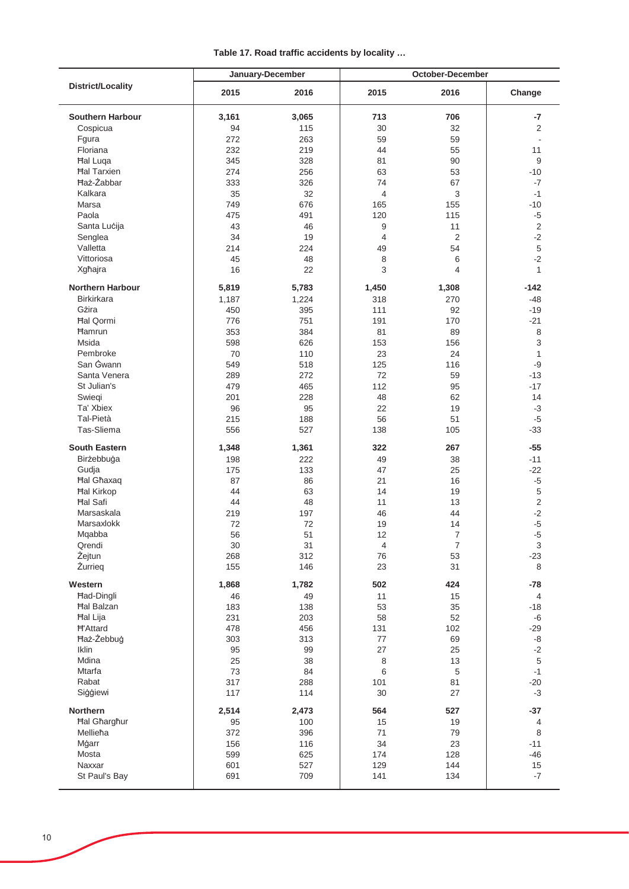**Table 17. Road traffic accidents by locality …**

| District/Locality | January-December | | October-December | | |
|---|---|---|---|---|---|
| | 2015 | 2016 | 2015 | 2016 | Change |
| **Southern Harbour** | **3,161** | **3,065** | **713** | **706** | **-7** |
| Cospicua | 94 | 115 | 30 | 32 | 2 |
| Fgura | 272 | 263 | 59 | 59 | - |
| Floriana | 232 | 219 | 44 | 55 | 11 |
| Ħal Luqa | 345 | 328 | 81 | 90 | 9 |
| Ħal Tarxien | 274 | 256 | 63 | 53 | -10 |
| Ħaż-Żabbar | 333 | 326 | 74 | 67 | -7 |
| Kalkara | 35 | 32 | 4 | 3 | -1 |
| Marsa | 749 | 676 | 165 | 155 | -10 |
| Paola | 475 | 491 | 120 | 115 | -5 |
| Santa Luċija | 43 | 46 | 9 | 11 | 2 |
| Senglea | 34 | 19 | 4 | 2 | -2 |
| Valletta | 214 | 224 | 49 | 54 | 5 |
| Vittoriosa | 45 | 48 | 8 | 6 | -2 |
| Xgħajra | 16 | 22 | 3 | 4 | 1 |
| **Northern Harbour** | **5,819** | **5,783** | **1,450** | **1,308** | **-142** |
| Birkirkara | 1,187 | 1,224 | 318 | 270 | -48 |
| Gżira | 450 | 395 | 111 | 92 | -19 |
| Ħal Qormi | 776 | 751 | 191 | 170 | -21 |
| Ħamrun | 353 | 384 | 81 | 89 | 8 |
| Msida | 598 | 626 | 153 | 156 | 3 |
| Pembroke | 70 | 110 | 23 | 24 | 1 |
| San Ġwann | 549 | 518 | 125 | 116 | -9 |
| Santa Venera | 289 | 272 | 72 | 59 | -13 |
| St Julian's | 479 | 465 | 112 | 95 | -17 |
| Swieqi | 201 | 228 | 48 | 62 | 14 |
| Ta' Xbiex | 96 | 95 | 22 | 19 | -3 |
| Tal-Pietà | 215 | 188 | 56 | 51 | -5 |
| Tas-Sliema | 556 | 527 | 138 | 105 | -33 |
| **South Eastern** | **1,348** | **1,361** | **322** | **267** | **-55** |
| Birżebbuġa | 198 | 222 | 49 | 38 | -11 |
| Gudja | 175 | 133 | 47 | 25 | -22 |
| Ħal Għaxaq | 87 | 86 | 21 | 16 | -5 |
| Ħal Kirkop | 44 | 63 | 14 | 19 | 5 |
| Ħal Safi | 44 | 48 | 11 | 13 | 2 |
| Marsaskala | 219 | 197 | 46 | 44 | -2 |
| Marsaxlokk | 72 | 72 | 19 | 14 | -5 |
| Mqabba | 56 | 51 | 12 | 7 | -5 |
| Qrendi | 30 | 31 | 4 | 7 | 3 |
| Żejtun | 268 | 312 | 76 | 53 | -23 |
| Żurrieq | 155 | 146 | 23 | 31 | 8 |
| **Western** | **1,868** | **1,782** | **502** | **424** | **-78** |
| Ħad-Dingli | 46 | 49 | 11 | 15 | 4 |
| Ħal Balzan | 183 | 138 | 53 | 35 | -18 |
| Ħal Lija | 231 | 203 | 58 | 52 | -6 |
| Ħ'Attard | 478 | 456 | 131 | 102 | -29 |
| Ħaż-Żebbuġ | 303 | 313 | 77 | 69 | -8 |
| Iklin | 95 | 99 | 27 | 25 | -2 |
| Mdina | 25 | 38 | 8 | 13 | 5 |
| Mtarfa | 73 | 84 | 6 | 5 | -1 |
| Rabat | 317 | 288 | 101 | 81 | -20 |
| Siġġiewi | 117 | 114 | 30 | 27 | -3 |
| **Northern** | **2,514** | **2,473** | **564** | **527** | **-37** |
| Ħal Għargħur | 95 | 100 | 15 | 19 | 4 |
| Mellieħa | 372 | 396 | 71 | 79 | 8 |
| Mġarr | 156 | 116 | 34 | 23 | -11 |
| Mosta | 599 | 625 | 174 | 128 | -46 |
| Naxxar | 601 | 527 | 129 | 144 | 15 |
| St Paul's Bay | 691 | 709 | 141 | 134 | -7 |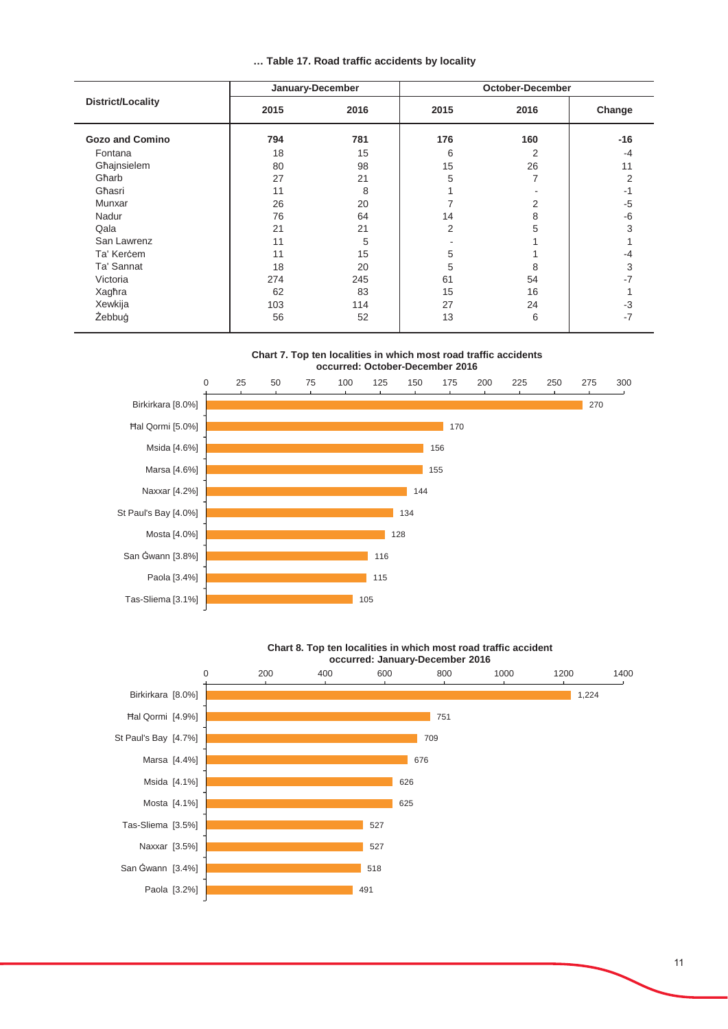**... Table 17. Road traffic accidents by locality**

| District/Locality | January-December | | October-December | | |
|---|---|---|---|---|---|
| | 2015 | 2016 | 2015 | 2016 | Change |
| **Gozo and Comino** | **794** | **781** | **176** | **160** | **-16** |
| Fontana | 18 | 15 | 6 | 2 | -4 |
| Għajnsielem | 80 | 98 | 15 | 26 | 11 |
| Għarb | 27 | 21 | 5 | 7 | 2 |
| Għasri | 11 | 8 | 1 | - | -1 |
| Munxar | 26 | 20 | 7 | 2 | -5 |
| Nadur | 76 | 64 | 14 | 8 | -6 |
| Qala | 21 | 21 | 2 | 5 | 3 |
| San Lawrenz | 11 | 5 | - | 1 | 1 |
| Ta' Kerċem | 11 | 15 | 5 | 1 | -4 |
| Ta' Sannat | 18 | 20 | 5 | 8 | 3 |
| Victoria | 274 | 245 | 61 | 54 | -7 |
| Xagħra | 62 | 83 | 15 | 16 | 1 |
| Xewkija | 103 | 114 | 27 | 24 | -3 |
| Żebbuġ | 56 | 52 | 13 | 6 | -7 |

**Chart 7. Top ten localities in which most road traffic accidents occurred: October-December 2016**

0 25 50 75 100 125 150 175 200 225 250 275 300

Birkirkara [8.0%] 270
Ħal Qormi [5.0%] 170
Msida [4.6%] 156
Marsa [4.6%] 155
Naxxar [4.2%] 144
St Paul's Bay [4.0%] 134
Mosta [4.0%] 128
San Ġwann [3.8%] 116
Paola [3.4%] 115
Tas-Sliema [3.1%] 105

**Chart 8. Top ten localities in which most road traffic accident occurred: January-December 2016**

0 200 400 600 800 1000 1200 1400

Birkirkara [8.0%] 1,224
Ħal Qormi [4.9%] 751
St Paul's Bay [4.7%] 709
Marsa [4.4%] 676
Msida [4.1%] 626
Mosta [4.1%] 625
Tas-Sliema [3.5%] 527
Naxxar [3.5%] 527
San Ġwann [3.4%] 518
Paola [3.2%] 491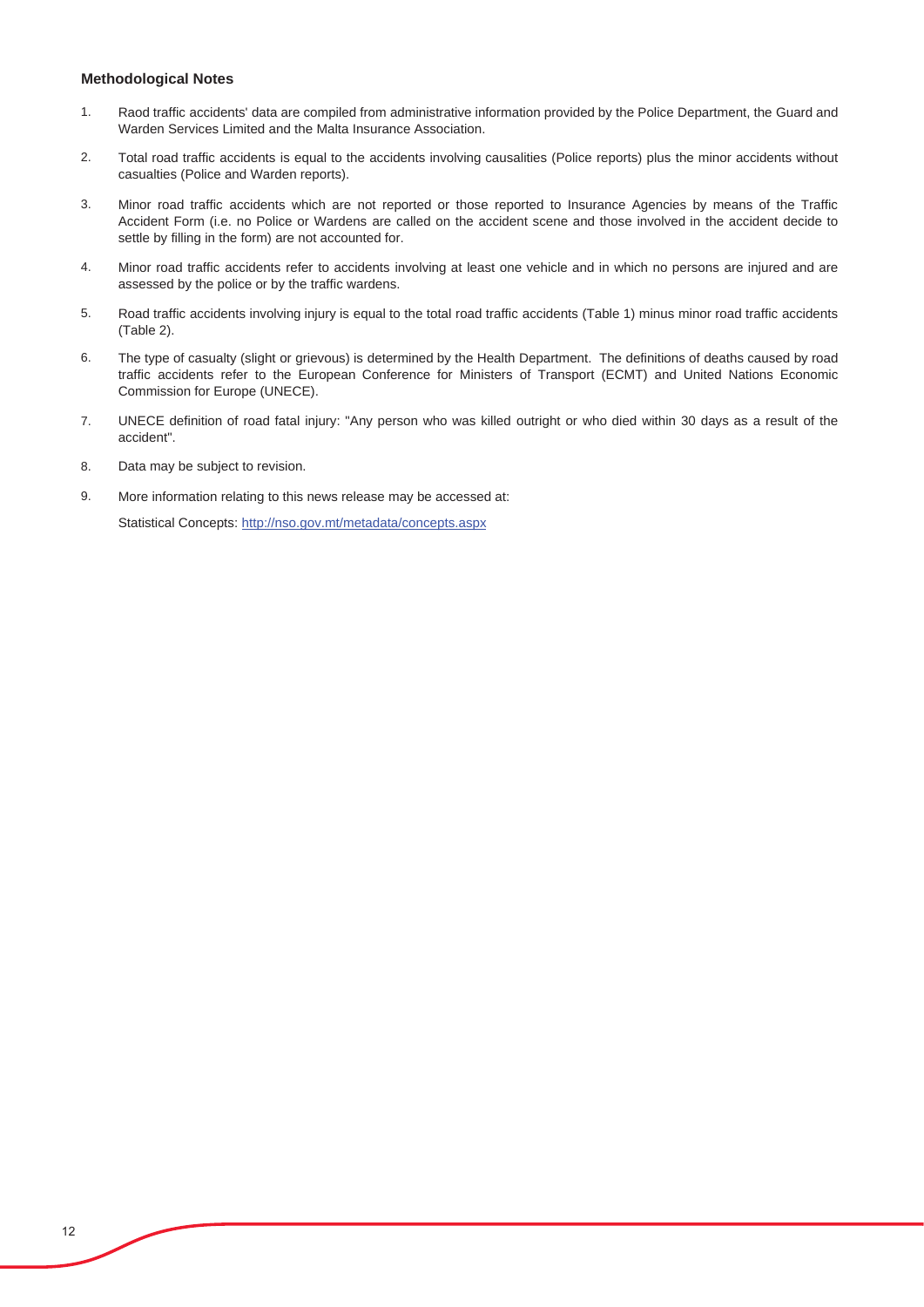**Methodological Notes**

1. Raod traffic accidents' data are compiled from administrative information provided by the Police Department, the Guard and Warden Services Limited and the Malta Insurance Association.

2. Total road traffic accidents is equal to the accidents involving causalities (Police reports) plus the minor accidents without casualties (Police and Warden reports).

3. Minor road traffic accidents which are not reported or those reported to Insurance Agencies by means of the Traffic Accident Form (i.e. no Police or Wardens are called on the accident scene and those involved in the accident decide to settle by filling in the form) are not accounted for.

4. Minor road traffic accidents refer to accidents involving at least one vehicle and in which no persons are injured and are assessed by the police or by the traffic wardens.

5. Road traffic accidents involving injury is equal to the total road traffic accidents (Table 1) minus minor road traffic accidents (Table 2).

6. The type of casualty (slight or grievous) is determined by the Health Department. The definitions of deaths caused by road traffic accidents refer to the European Conference for Ministers of Transport (ECMT) and United Nations Economic Commission for Europe (UNECE).

7. UNECE definition of road fatal injury: "Any person who was killed outright or who died within 30 days as a result of the accident".

8. Data may be subject to revision.

9. More information relating to this news release may be accessed at:

   Statistical Concepts: http://nso.gov.mt/metadata/concepts.aspx